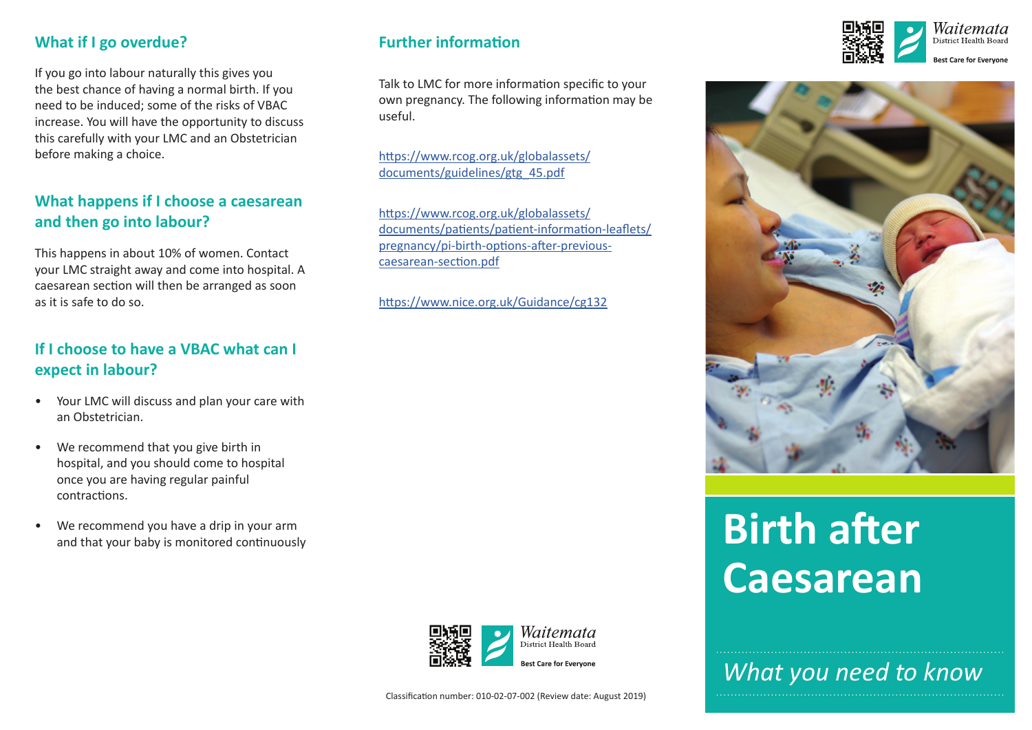## What if I go overdue?

If you go into labour naturally this gives you the best chance of having a normal birth. If you need to be induced; some of the risks of VBAC increase. You will have the opportunity to discuss this carefully with your LMC and an Obstetrician before making a choice.

## What happens if I choose a caesarean and then go into labour?

This happens in about 10% of women. Contact your LMC straight away and come into hospital. A caesarean section will then be arranged as soon as it is safe to do so.

## If I choose to have a VBAC what can I expect in labour?

- Your LMC will discuss and plan your care with an Obstetrician.
- We recommend that you give birth in hospital, and you should come to hospital once you are having regular painful contractions.
- We recommend you have a drip in your arm and that your baby is monitored continuously

## Further information

Talk to LMC for more information specific to your own pregnancy. The following information may be useful.

https://www.rcog.org.uk/globalassets/documents/guidelines/gtg_45.pdf

https://www.rcog.org.uk/globalassets/documents/patients/patient-information-leaflets/pregnancy/pi-birth-options-after-previous-caesarean-section.pdf

https://www.nice.org.uk/Guidance/cg132

Waitemata District Health Board
Best Care for Everyone

Classification number: 010-02-07-002 (Review date: August 2019)

Waitemata District Health Board
Best Care for Everyone

# Birth after Caesarean

*What you need to know*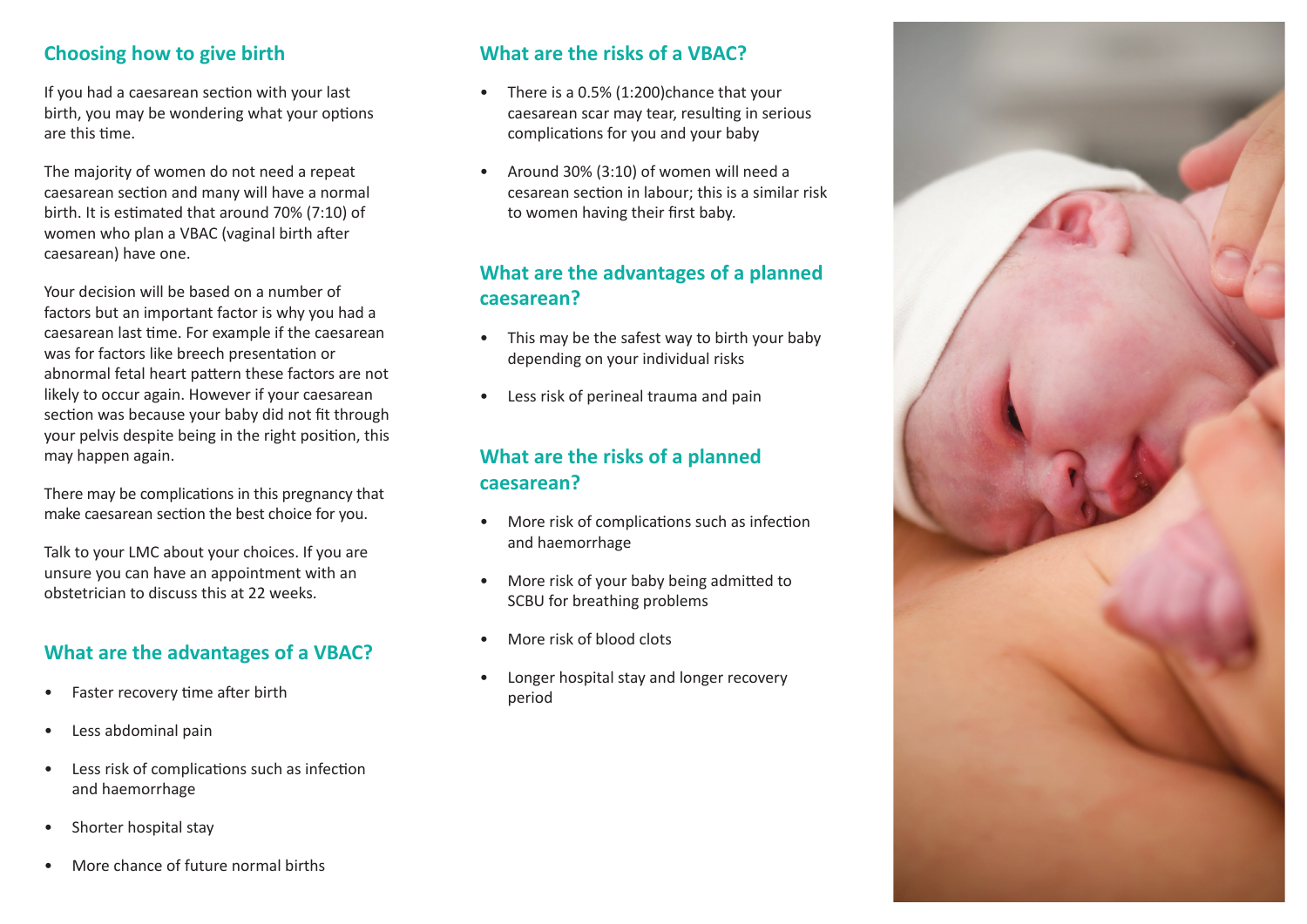## Choosing how to give birth

If you had a caesarean section with your last birth, you may be wondering what your options are this time.

The majority of women do not need a repeat caesarean section and many will have a normal birth. It is estimated that around 70% (7:10) of women who plan a VBAC (vaginal birth after caesarean) have one.

Your decision will be based on a number of factors but an important factor is why you had a caesarean last time. For example if the caesarean was for factors like breech presentation or abnormal fetal heart pattern these factors are not likely to occur again. However if your caesarean section was because your baby did not fit through your pelvis despite being in the right position, this may happen again.

There may be complications in this pregnancy that make caesarean section the best choice for you.

Talk to your LMC about your choices. If you are unsure you can have an appointment with an obstetrician to discuss this at 22 weeks.

## What are the advantages of a VBAC?

- Faster recovery time after birth
- Less abdominal pain
- Less risk of complications such as infection and haemorrhage
- Shorter hospital stay
- More chance of future normal births

## What are the risks of a VBAC?

- There is a 0.5% (1:200)chance that your caesarean scar may tear, resulting in serious complications for you and your baby
- Around 30% (3:10) of women will need a cesarean section in labour; this is a similar risk to women having their first baby.

## What are the advantages of a planned caesarean?

- This may be the safest way to birth your baby depending on your individual risks
- Less risk of perineal trauma and pain

## What are the risks of a planned caesarean?

- More risk of complications such as infection and haemorrhage
- More risk of your baby being admitted to SCBU for breathing problems
- More risk of blood clots
- Longer hospital stay and longer recovery period